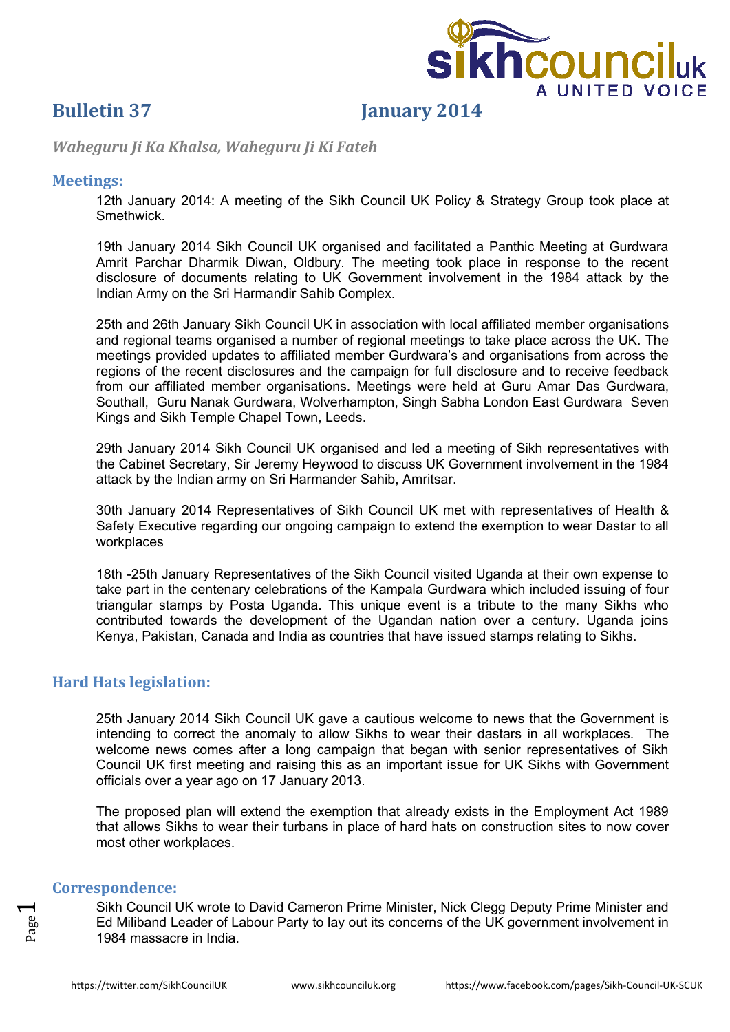# Bulletin 37 January 2014

*Waheguru Ji Ka Khalsa, Waheguru Ji Ki Fateh*

## Meetings:

12th January 2014: A meeting of the Sikh Council UK Policy & Strategy Group took place at Smethwick.

19th January 2014 Sikh Council UK organised and facilitated a Panthic Meeting at Gurdwara Amrit Parchar Dharmik Diwan, Oldbury. The meeting took place in response to the recent disclosure of documents relating to UK Government involvement in the 1984 attack by the Indian Army on the Sri Harmandir Sahib Complex.

25th and 26th January Sikh Council UK in association with local affiliated member organisations and regional teams organised a number of regional meetings to take place across the UK. The meetings provided updates to affiliated member Gurdwara's and organisations from across the regions of the recent disclosures and the campaign for full disclosure and to receive feedback from our affiliated member organisations. Meetings were held at Guru Amar Das Gurdwara, Southall, Guru Nanak Gurdwara, Wolverhampton, Singh Sabha London East Gurdwara Seven Kings and Sikh Temple Chapel Town, Leeds.

29th January 2014 Sikh Council UK organised and led a meeting of Sikh representatives with the Cabinet Secretary, Sir Jeremy Heywood to discuss UK Government involvement in the 1984 attack by the Indian army on Sri Harmander Sahib, Amritsar.

30th January 2014 Representatives of Sikh Council UK met with representatives of Health & Safety Executive regarding our ongoing campaign to extend the exemption to wear Dastar to all workplaces

18th -25th January Representatives of the Sikh Council visited Uganda at their own expense to take part in the centenary celebrations of the Kampala Gurdwara which included issuing of four triangular stamps by Posta Uganda. This unique event is a tribute to the many Sikhs who contributed towards the development of the Ugandan nation over a century. Uganda joins Kenya, Pakistan, Canada and India as countries that have issued stamps relating to Sikhs.

## Hard Hats legislation:

25th January 2014 Sikh Council UK gave a cautious welcome to news that the Government is intending to correct the anomaly to allow Sikhs to wear their dastars in all workplaces. The welcome news comes after a long campaign that began with senior representatives of Sikh Council UK first meeting and raising this as an important issue for UK Sikhs with Government officials over a year ago on 17 January 2013.

The proposed plan will extend the exemption that already exists in the Employment Act 1989 that allows Sikhs to wear their turbans in place of hard hats on construction sites to now cover most other workplaces.

## Correspondence:

Sikh Council UK wrote to David Cameron Prime Minister, Nick Clegg Deputy Prime Minister and Ed Miliband Leader of Labour Party to lay out its concerns of the UK government involvement in 1984 massacre in India.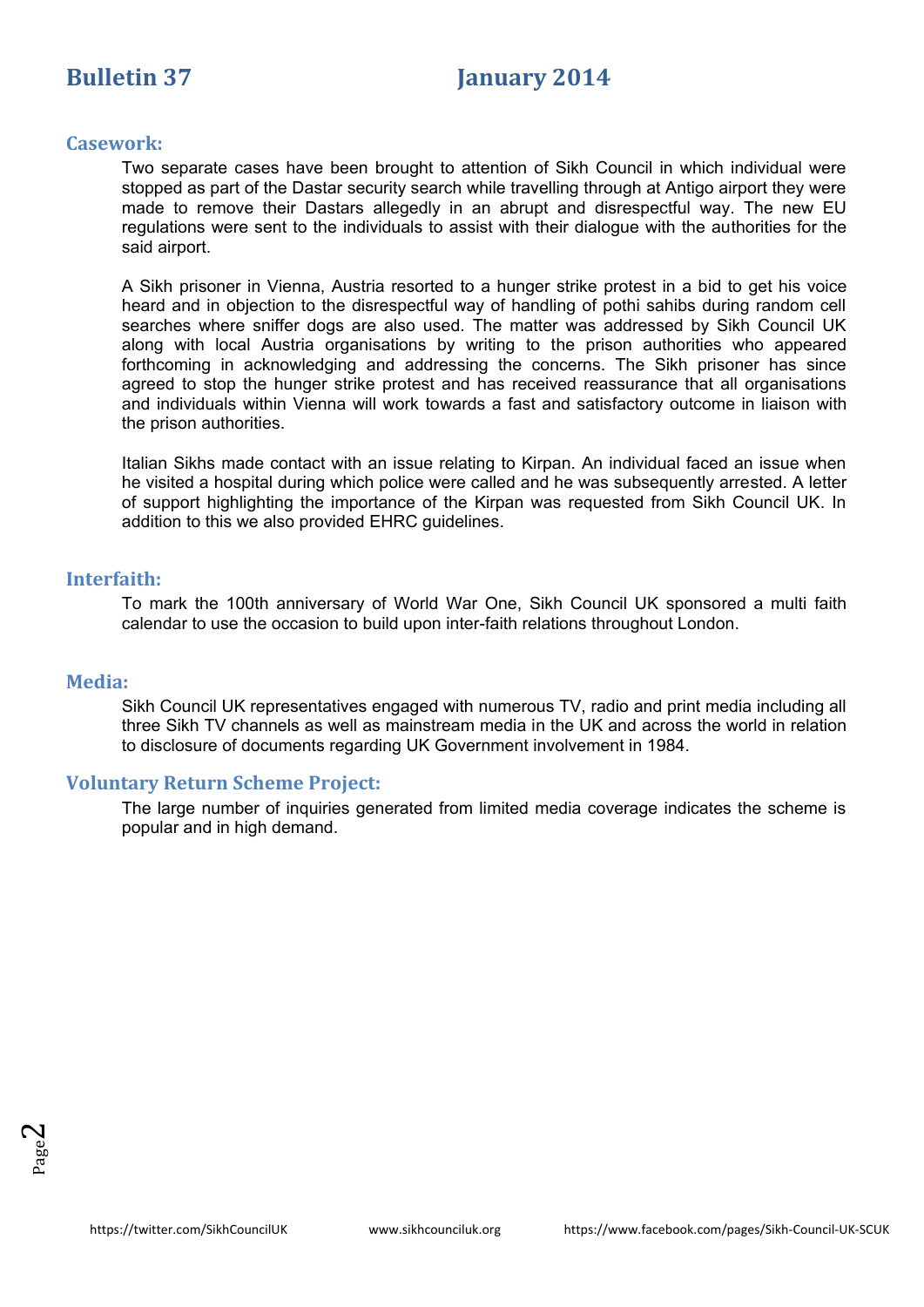## Casework:

Two separate cases have been brought to attention of Sikh Council in which individual were stopped as part of the Dastar security search while travelling through at Antigo airport they were made to remove their Dastars allegedly in an abrupt and disrespectful way. The new EU regulations were sent to the individuals to assist with their dialogue with the authorities for the said airport.

A Sikh prisoner in Vienna, Austria resorted to a hunger strike protest in a bid to get his voice heard and in objection to the disrespectful way of handling of pothi sahibs during random cell searches where sniffer dogs are also used. The matter was addressed by Sikh Council UK along with local Austria organisations by writing to the prison authorities who appeared forthcoming in acknowledging and addressing the concerns. The Sikh prisoner has since agreed to stop the hunger strike protest and has received reassurance that all organisations and individuals within Vienna will work towards a fast and satisfactory outcome in liaison with the prison authorities.

Italian Sikhs made contact with an issue relating to Kirpan. An individual faced an issue when he visited a hospital during which police were called and he was subsequently arrested. A letter of support highlighting the importance of the Kirpan was requested from Sikh Council UK. In addition to this we also provided EHRC guidelines.

## Interfaith:

To mark the 100th anniversary of World War One, Sikh Council UK sponsored a multi faith calendar to use the occasion to build upon inter-faith relations throughout London.

## Media:

Sikh Council UK representatives engaged with numerous TV, radio and print media including all three Sikh TV channels as well as mainstream media in the UK and across the world in relation to disclosure of documents regarding UK Government involvement in 1984.

## Voluntary Return Scheme Project:

The large number of inquiries generated from limited media coverage indicates the scheme is popular and in high demand.